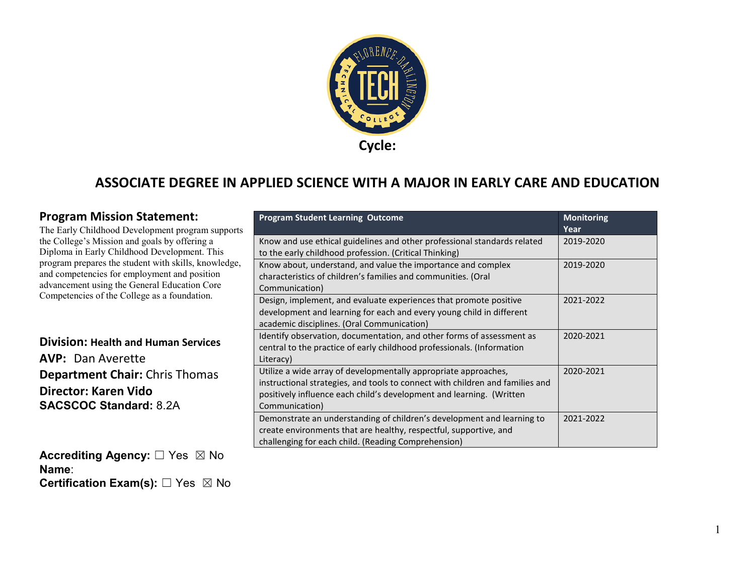**Cycle:**

# ASSOCIATE DEGREE IN APPLIED SCIENCE WITH A MAJOR IN EARLY CARE AND EDUCATION

## Program Mission Statement:

The Early Childhood Development program supports the College's Mission and goals by offering a Diploma in Early Childhood Development. This program prepares the student with skills, knowledge, and competencies for employment and position advancement using the General Education Core Competencies of the College as a foundation.

**Division:** **Health and Human Services**
**AVP:** Dan Averette
**Department Chair:** Chris Thomas
**Director: Karen Vido**
**SACSCOC Standard:** 8.2A

**Accrediting Agency:** ☐ Yes ☒ No
**Name**:
**Certification Exam(s):** ☐ Yes ☒ No

| Program Student Learning Outcome | Monitoring Year |
|---|---|
| Know and use ethical guidelines and other professional standards related to the early childhood profession. (Critical Thinking) | 2019-2020 |
| Know about, understand, and value the importance and complex characteristics of children's families and communities. (Oral Communication) | 2019-2020 |
| Design, implement, and evaluate experiences that promote positive development and learning for each and every young child in different academic disciplines. (Oral Communication) | 2021-2022 |
| Identify observation, documentation, and other forms of assessment as central to the practice of early childhood professionals. (Information Literacy) | 2020-2021 |
| Utilize a wide array of developmentally appropriate approaches, instructional strategies, and tools to connect with children and families and positively influence each child's development and learning. (Written Communication) | 2020-2021 |
| Demonstrate an understanding of children's development and learning to create environments that are healthy, respectful, supportive, and challenging for each child. (Reading Comprehension) | 2021-2022 |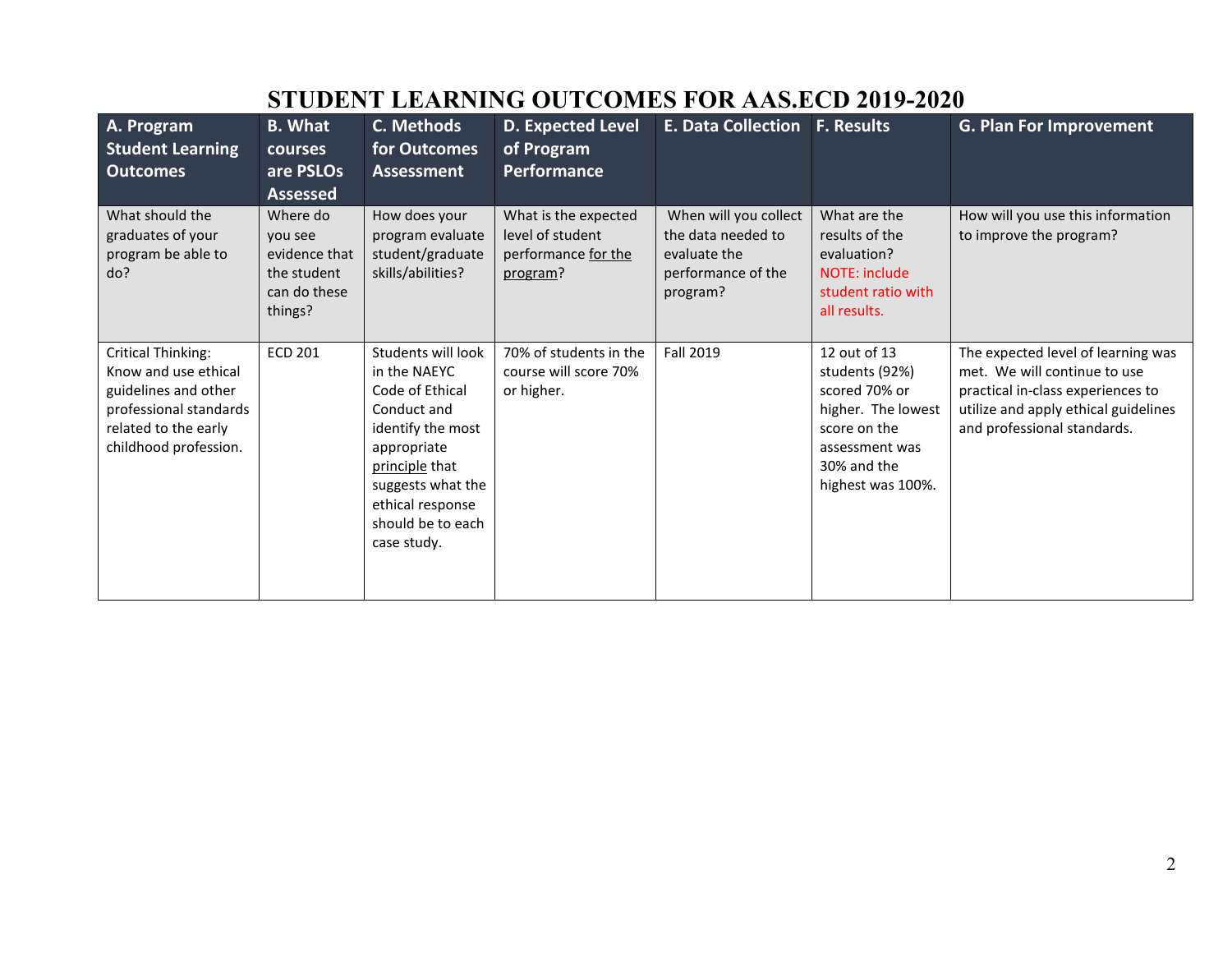# STUDENT LEARNING OUTCOMES FOR AAS.ECD 2019-2020

| A. Program Student Learning Outcomes | B. What courses are PSLOs Assessed | C. Methods for Outcomes Assessment | D. Expected Level of Program Performance | E. Data Collection | F. Results | G. Plan For Improvement |
|---|---|---|---|---|---|---|
| What should the graduates of your program be able to do? | Where do you see evidence that the student can do these things? | How does your program evaluate student/graduate skills/abilities? | What is the expected level of student performance for the program? | When will you collect the data needed to evaluate the performance of the program? | What are the results of the evaluation? NOTE: include student ratio with all results. | How will you use this information to improve the program? |
| Critical Thinking: Know and use ethical guidelines and other professional standards related to the early childhood profession. | ECD 201 | Students will look in the NAEYC Code of Ethical Conduct and identify the most appropriate principle that suggests what the ethical response should be to each case study. | 70% of students in the course will score 70% or higher. | Fall 2019 | 12 out of 13 students (92%) scored 70% or higher. The lowest score on the assessment was 30% and the highest was 100%. | The expected level of learning was met. We will continue to use practical in-class experiences to utilize and apply ethical guidelines and professional standards. |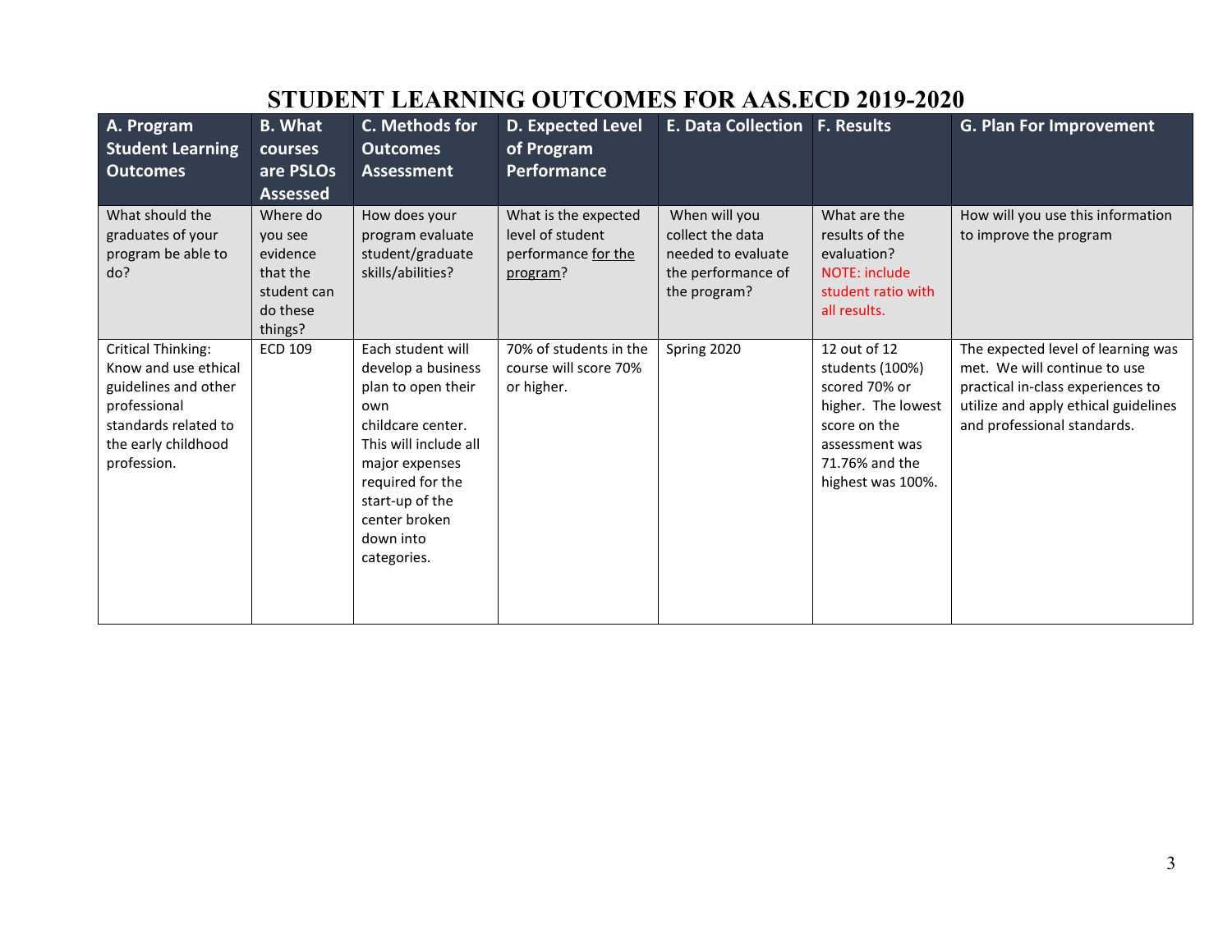# STUDENT LEARNING OUTCOMES FOR AAS.ECD 2019-2020

| A. Program Student Learning Outcomes | B. What courses are PSLOs Assessed | C. Methods for Outcomes Assessment | D. Expected Level of Program Performance | E. Data Collection | F. Results | G. Plan For Improvement |
|---|---|---|---|---|---|---|
| What should the graduates of your program be able to do? | Where do you see evidence that the student can do these things? | How does your program evaluate student/graduate skills/abilities? | What is the expected level of student performance for the program? | When will you collect the data needed to evaluate the performance of the program? | What are the results of the evaluation? NOTE: include student ratio with all results. | How will you use this information to improve the program |
| Critical Thinking: Know and use ethical guidelines and other professional standards related to the early childhood profession. | ECD 109 | Each student will develop a business plan to open their own childcare center. This will include all major expenses required for the start-up of the center broken down into categories. | 70% of students in the course will score 70% or higher. | Spring 2020 | 12 out of 12 students (100%) scored 70% or higher. The lowest score on the assessment was 71.76% and the highest was 100%. | The expected level of learning was met. We will continue to use practical in-class experiences to utilize and apply ethical guidelines and professional standards. |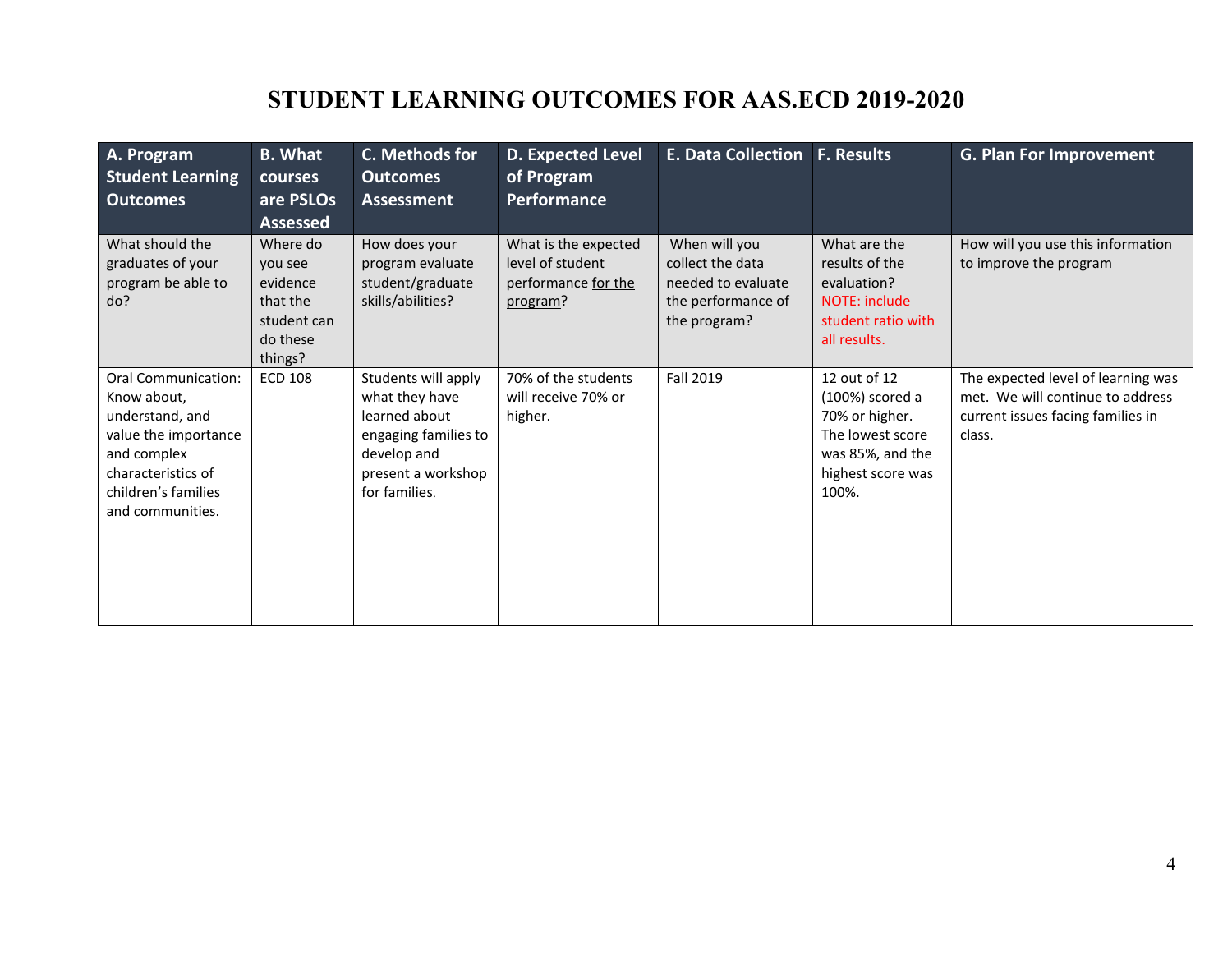# STUDENT LEARNING OUTCOMES FOR AAS.ECD 2019-2020

| A. Program Student Learning Outcomes | B. What courses are PSLOs Assessed | C. Methods for Outcomes Assessment | D. Expected Level of Program Performance | E. Data Collection | F. Results | G. Plan For Improvement |
|---|---|---|---|---|---|---|
| What should the graduates of your program be able to do? | Where do you see evidence that the student can do these things? | How does your program evaluate student/graduate skills/abilities? | What is the expected level of student performance for the program? | When will you collect the data needed to evaluate the performance of the program? | What are the results of the evaluation? NOTE: include student ratio with all results. | How will you use this information to improve the program |
| Oral Communication: Know about, understand, and value the importance and complex characteristics of children's families and communities. | ECD 108 | Students will apply what they have learned about engaging families to develop and present a workshop for families. | 70% of the students will receive 70% or higher. | Fall 2019 | 12 out of 12 (100%) scored a 70% or higher. The lowest score was 85%, and the highest score was 100%. | The expected level of learning was met. We will continue to address current issues facing families in class. |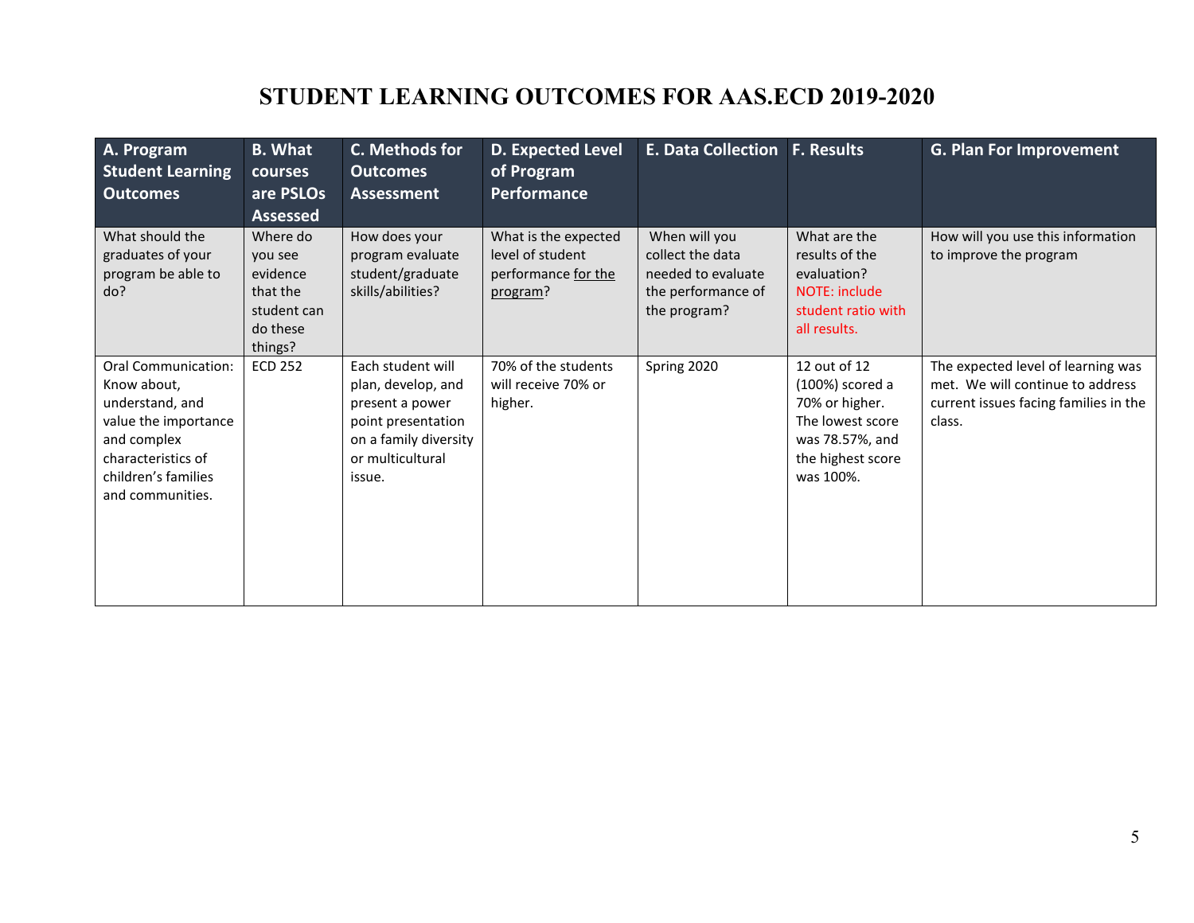# STUDENT LEARNING OUTCOMES FOR AAS.ECD 2019-2020

| A. Program Student Learning Outcomes | B. What courses are PSLOs Assessed | C. Methods for Outcomes Assessment | D. Expected Level of Program Performance | E. Data Collection | F. Results | G. Plan For Improvement |
|---|---|---|---|---|---|---|
| What should the graduates of your program be able to do? | Where do you see evidence that the student can do these things? | How does your program evaluate student/graduate skills/abilities? | What is the expected level of student performance for the program? | When will you collect the data needed to evaluate the performance of the program? | What are the results of the evaluation? NOTE: include student ratio with all results. | How will you use this information to improve the program |
| Oral Communication: Know about, understand, and value the importance and complex characteristics of children's families and communities. | ECD 252 | Each student will plan, develop, and present a power point presentation on a family diversity or multicultural issue. | 70% of the students will receive 70% or higher. | Spring 2020 | 12 out of 12 (100%) scored a 70% or higher. The lowest score was 78.57%, and the highest score was 100%. | The expected level of learning was met. We will continue to address current issues facing families in the class. |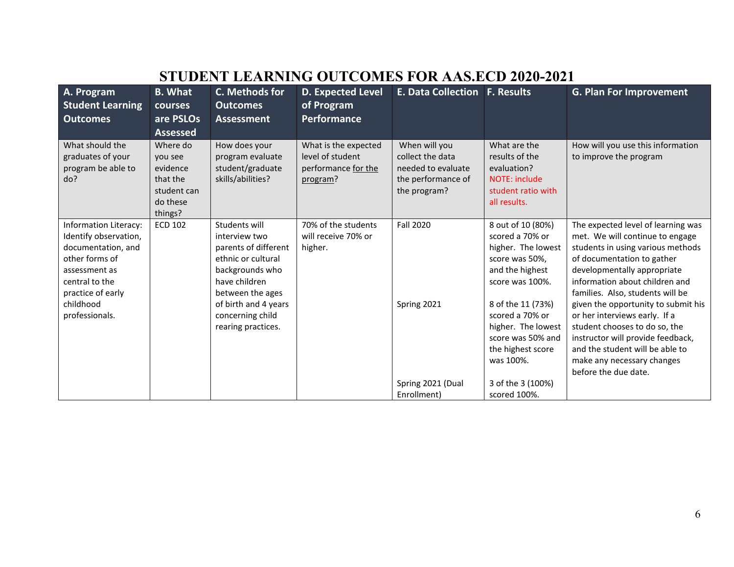# STUDENT LEARNING OUTCOMES FOR AAS.ECD 2020-2021

| A. Program Student Learning Outcomes | B. What courses are PSLOs Assessed | C. Methods for Outcomes Assessment | D. Expected Level of Program Performance | E. Data Collection | F. Results | G. Plan For Improvement |
|---|---|---|---|---|---|---|
| What should the graduates of your program be able to do? | Where do you see evidence that the student can do these things? | How does your program evaluate student/graduate skills/abilities? | What is the expected level of student performance for the program? | When will you collect the data needed to evaluate the performance of the program? | What are the results of the evaluation? NOTE: include student ratio with all results. | How will you use this information to improve the program |
| Information Literacy: Identify observation, documentation, and other forms of assessment as central to the practice of early childhood professionals. | ECD 102 | Students will interview two parents of different ethnic or cultural backgrounds who have children between the ages of birth and 4 years concerning child rearing practices. | 70% of the students will receive 70% or higher. | Fall 2020<br><br>Spring 2021<br><br>Spring 2021 (Dual Enrollment) | 8 out of 10 (80%) scored a 70% or higher. The lowest score was 50%, and the highest score was 100%.<br><br>8 of the 11 (73%) scored a 70% or higher. The lowest score was 50% and the highest score was 100%.<br><br>3 of the 3 (100%) scored 100%. | The expected level of learning was met. We will continue to engage students in using various methods of documentation to gather developmentally appropriate information about children and families. Also, students will be given the opportunity to submit his or her interviews early. If a student chooses to do so, the instructor will provide feedback, and the student will be able to make any necessary changes before the due date. |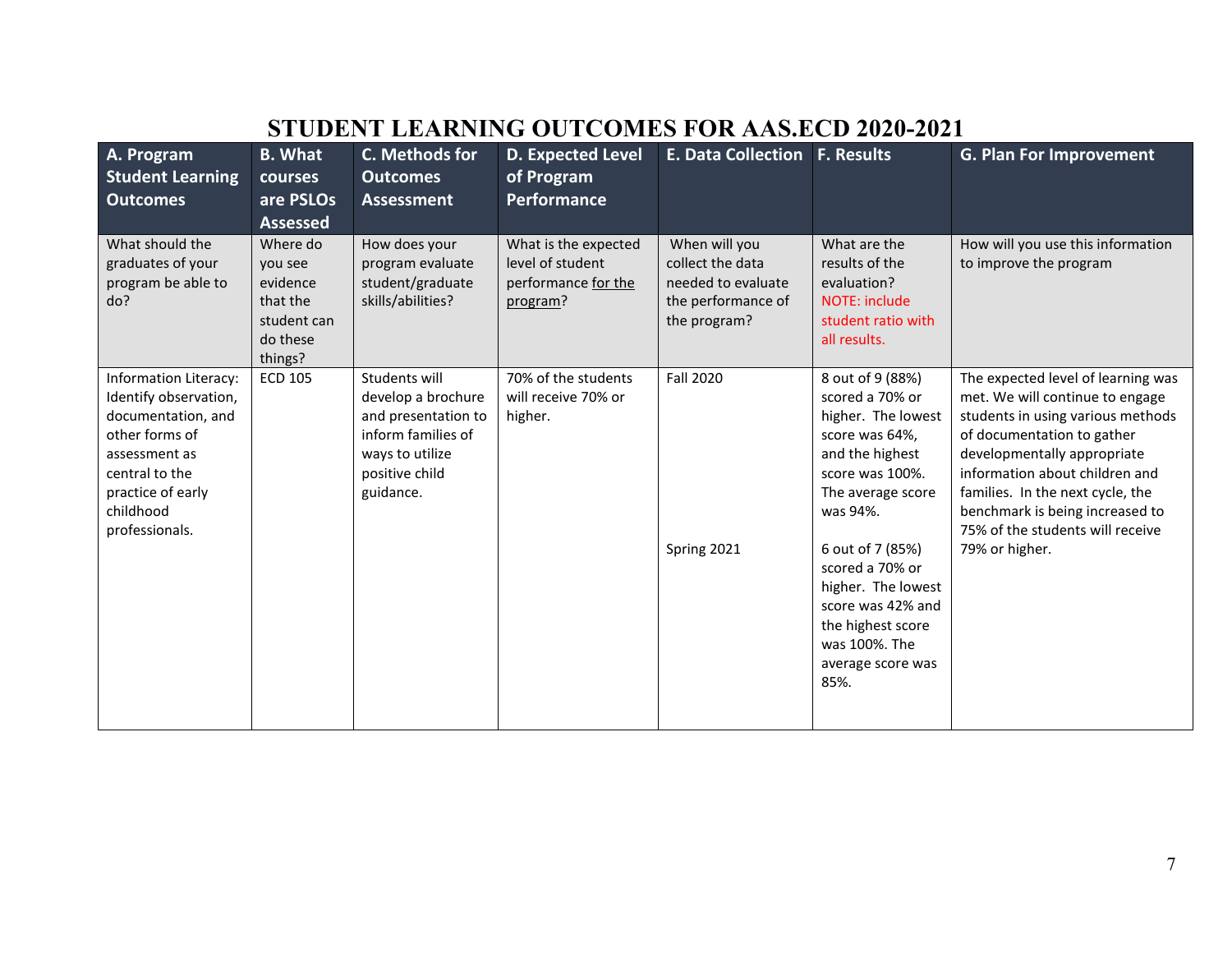# STUDENT LEARNING OUTCOMES FOR AAS.ECD 2020-2021

| A. Program Student Learning Outcomes | B. What courses are PSLOs Assessed | C. Methods for Outcomes Assessment | D. Expected Level of Program Performance | E. Data Collection | F. Results | G. Plan For Improvement |
|---|---|---|---|---|---|---|
| What should the graduates of your program be able to do? | Where do you see evidence that the student can do these things? | How does your program evaluate student/graduate skills/abilities? | What is the expected level of student performance for the program? | When will you collect the data needed to evaluate the performance of the program? | What are the results of the evaluation? NOTE: include student ratio with all results. | How will you use this information to improve the program |
| Information Literacy: Identify observation, documentation, and other forms of assessment as central to the practice of early childhood professionals. | ECD 105 | Students will develop a brochure and presentation to inform families of ways to utilize positive child guidance. | 70% of the students will receive 70% or higher. | Fall 2020<br><br>Spring 2021 | 8 out of 9 (88%) scored a 70% or higher. The lowest score was 64%, and the highest score was 100%. The average score was 94%.<br><br>6 out of 7 (85%) scored a 70% or higher. The lowest score was 42% and the highest score was 100%. The average score was 85%. | The expected level of learning was met. We will continue to engage students in using various methods of documentation to gather developmentally appropriate information about children and families. In the next cycle, the benchmark is being increased to 75% of the students will receive 79% or higher. |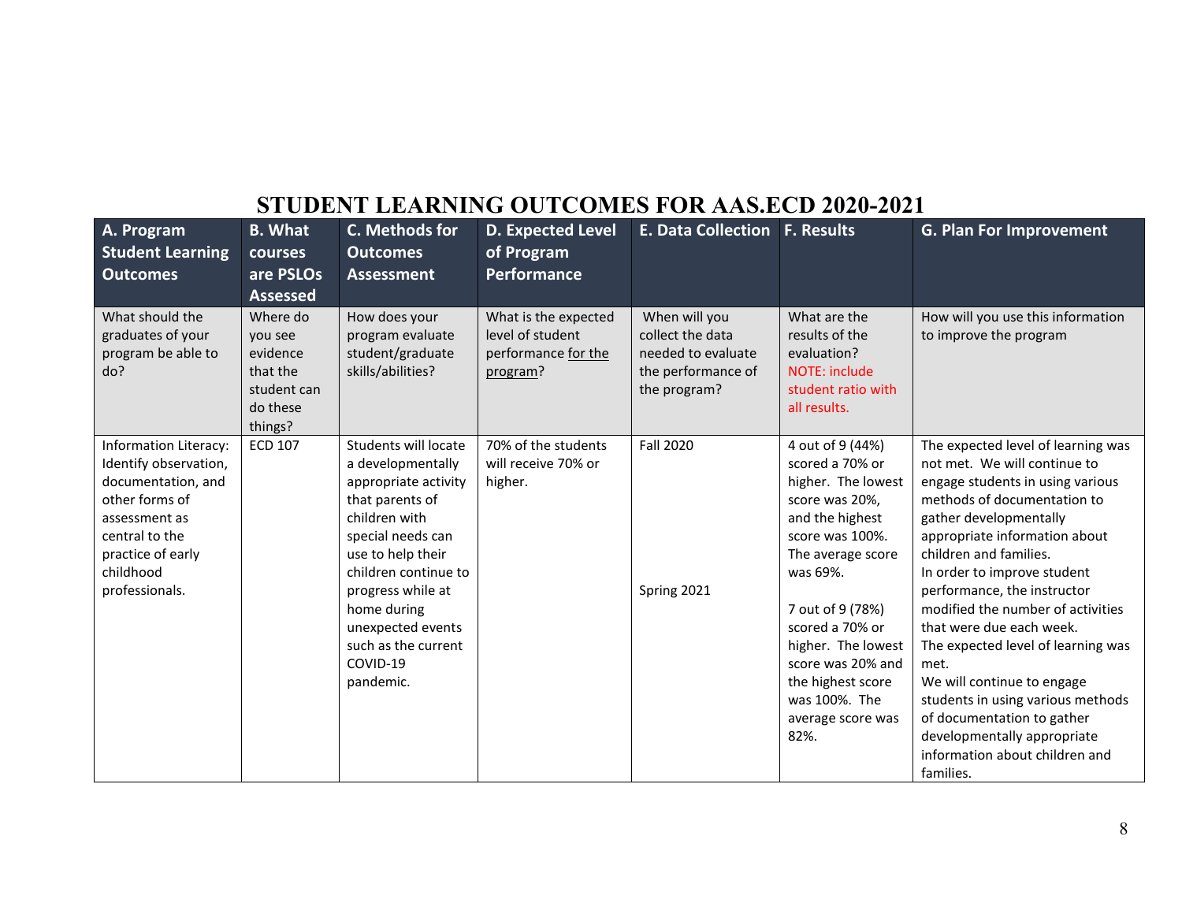## STUDENT LEARNING OUTCOMES FOR AAS.ECD 2020-2021

| A. Program Student Learning Outcomes | B. What courses are PSLOs Assessed | C. Methods for Outcomes Assessment | D. Expected Level of Program Performance | E. Data Collection | F. Results | G. Plan For Improvement |
|---|---|---|---|---|---|---|
| What should the graduates of your program be able to do? | Where do you see evidence that the student can do these things? | How does your program evaluate student/graduate skills/abilities? | What is the expected level of student performance for the program? | When will you collect the data needed to evaluate the performance of the program? | What are the results of the evaluation? NOTE: include student ratio with all results. | How will you use this information to improve the program |
| Information Literacy: Identify observation, documentation, and other forms of assessment as central to the practice of early childhood professionals. | ECD 107 | Students will locate a developmentally appropriate activity that parents of children with special needs can use to help their children continue to progress while at home during unexpected events such as the current COVID-19 pandemic. | 70% of the students will receive 70% or higher. | Fall 2020<br><br>Spring 2021 | 4 out of 9 (44%) scored a 70% or higher. The lowest score was 20%, and the highest score was 100%. The average score was 69%.<br><br>7 out of 9 (78%) scored a 70% or higher. The lowest score was 20% and the highest score was 100%. The average score was 82%. | The expected level of learning was not met. We will continue to engage students in using various methods of documentation to gather developmentally appropriate information about children and families.<br>In order to improve student performance, the instructor modified the number of activities that were due each week.<br>The expected level of learning was met.<br>We will continue to engage students in using various methods of documentation to gather developmentally appropriate information about children and families. |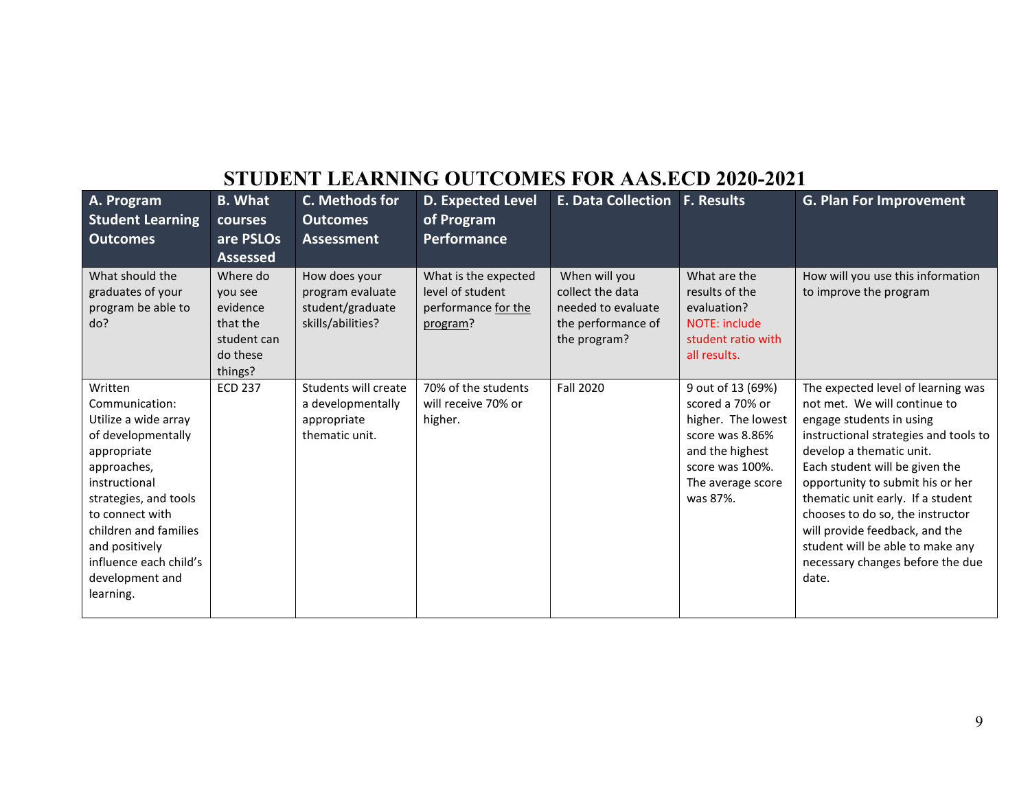# STUDENT LEARNING OUTCOMES FOR AAS.ECD 2020-2021

| A. Program Student Learning Outcomes | B. What courses are PSLOs Assessed | C. Methods for Outcomes Assessment | D. Expected Level of Program Performance | E. Data Collection | F. Results | G. Plan For Improvement |
|---|---|---|---|---|---|---|
| What should the graduates of your program be able to do? | Where do you see evidence that the student can do these things? | How does your program evaluate student/graduate skills/abilities? | What is the expected level of student performance for the program? | When will you collect the data needed to evaluate the performance of the program? | What are the results of the evaluation? NOTE: include student ratio with all results. | How will you use this information to improve the program |
| Written Communication: Utilize a wide array of developmentally appropriate approaches, instructional strategies, and tools to connect with children and families and positively influence each child's development and learning. | ECD 237 | Students will create a developmentally appropriate thematic unit. | 70% of the students will receive 70% or higher. | Fall 2020 | 9 out of 13 (69%) scored a 70% or higher. The lowest score was 8.86% and the highest score was 100%. The average score was 87%. | The expected level of learning was not met. We will continue to engage students in using instructional strategies and tools to develop a thematic unit. Each student will be given the opportunity to submit his or her thematic unit early. If a student chooses to do so, the instructor will provide feedback, and the student will be able to make any necessary changes before the due date. |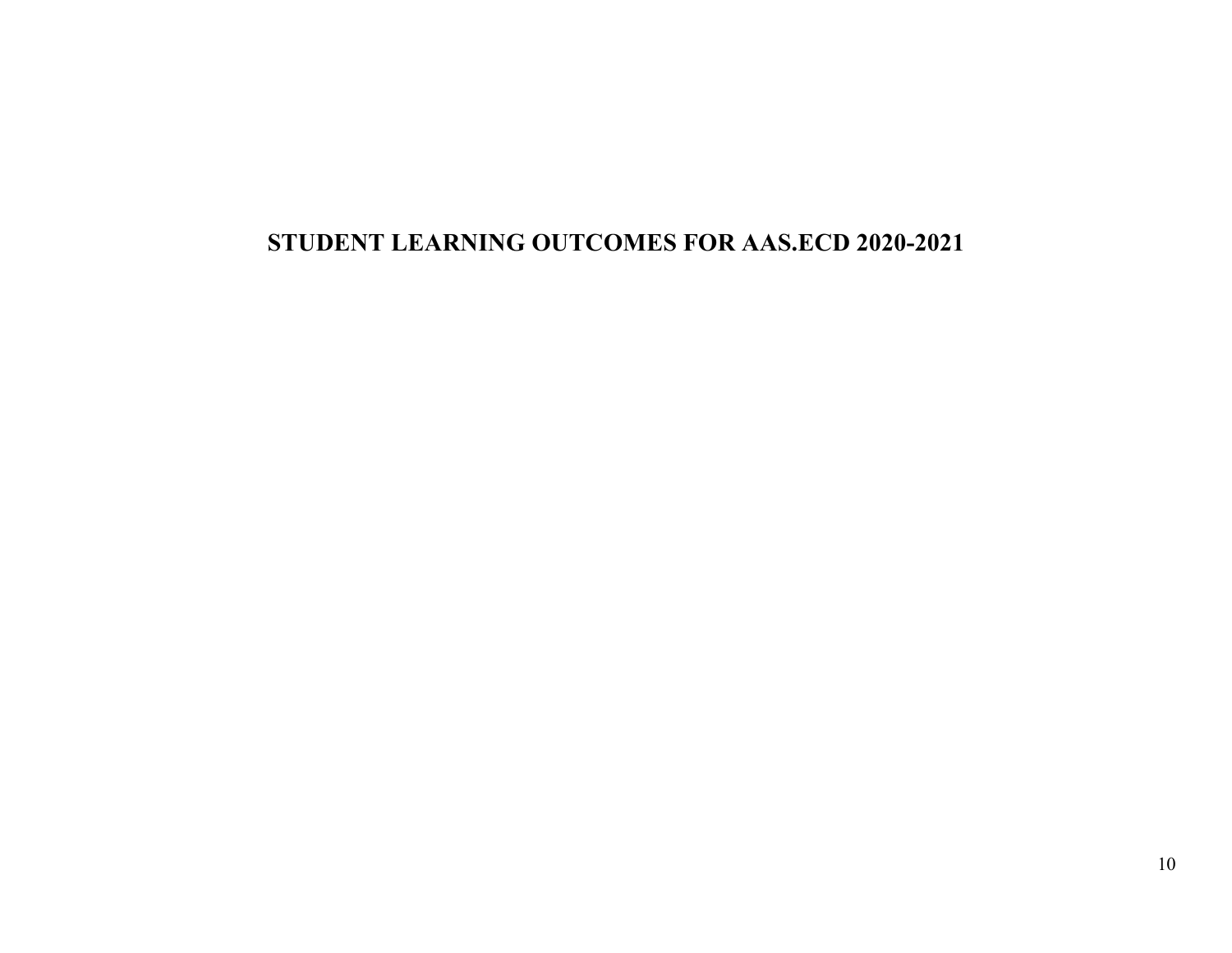# STUDENT LEARNING OUTCOMES FOR AAS.ECD 2020-2021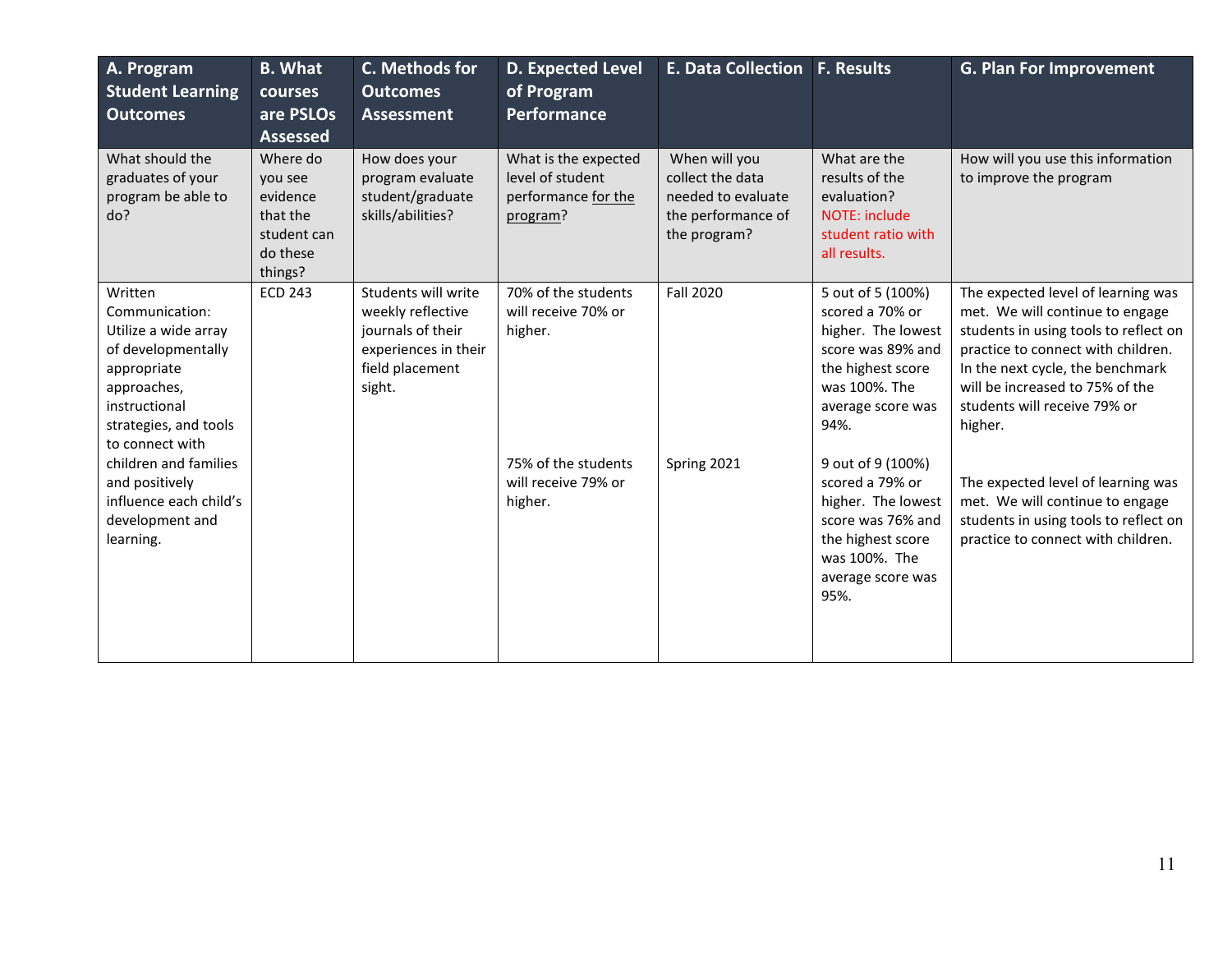| A. Program Student Learning Outcomes | B. What courses are PSLOs Assessed | C. Methods for Outcomes Assessment | D. Expected Level of Program Performance | E. Data Collection | F. Results | G. Plan For Improvement |
|---|---|---|---|---|---|---|
| What should the graduates of your program be able to do? | Where do you see evidence that the student can do these things? | How does your program evaluate student/graduate skills/abilities? | What is the expected level of student performance for the program? | When will you collect the data needed to evaluate the performance of the program? | What are the results of the evaluation? NOTE: include student ratio with all results. | How will you use this information to improve the program |
| Written Communication: Utilize a wide array of developmentally appropriate approaches, instructional strategies, and tools to connect with children and families and positively influence each child's development and learning. | ECD 243 | Students will write weekly reflective journals of their experiences in their field placement sight. | 70% of the students will receive 70% or higher. | Fall 2020 | 5 out of 5 (100%) scored a 70% or higher. The lowest score was 89% and the highest score was 100%. The average score was 94%. | The expected level of learning was met. We will continue to engage students in using tools to reflect on practice to connect with children. In the next cycle, the benchmark will be increased to 75% of the students will receive 79% or higher. |
| | | | 75% of the students will receive 79% or higher. | Spring 2021 | 9 out of 9 (100%) scored a 79% or higher. The lowest score was 76% and the highest score was 100%. The average score was 95%. | The expected level of learning was met. We will continue to engage students in using tools to reflect on practice to connect with children. |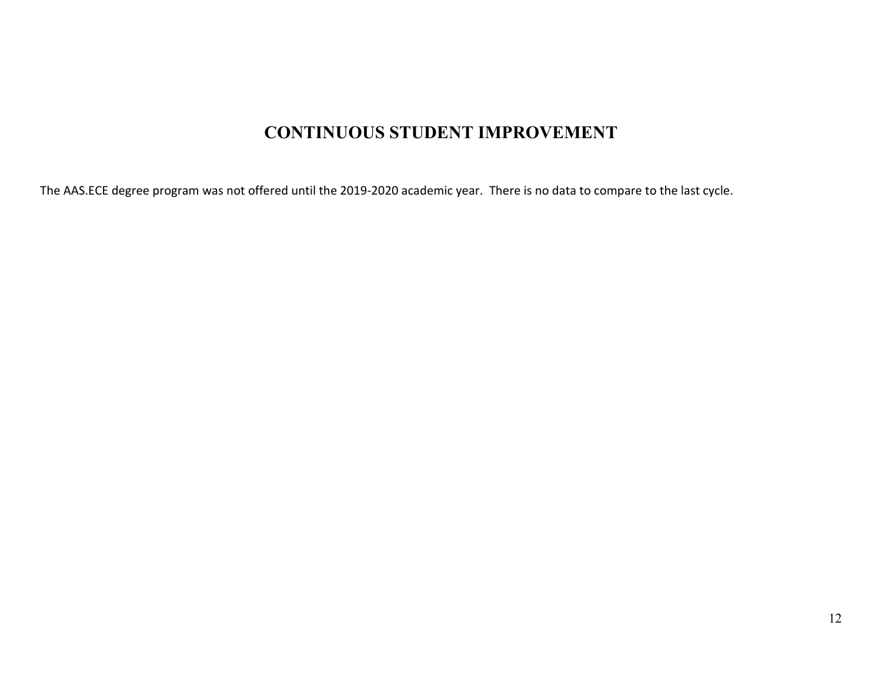# CONTINUOUS STUDENT IMPROVEMENT

The AAS.ECE degree program was not offered until the 2019-2020 academic year. There is no data to compare to the last cycle.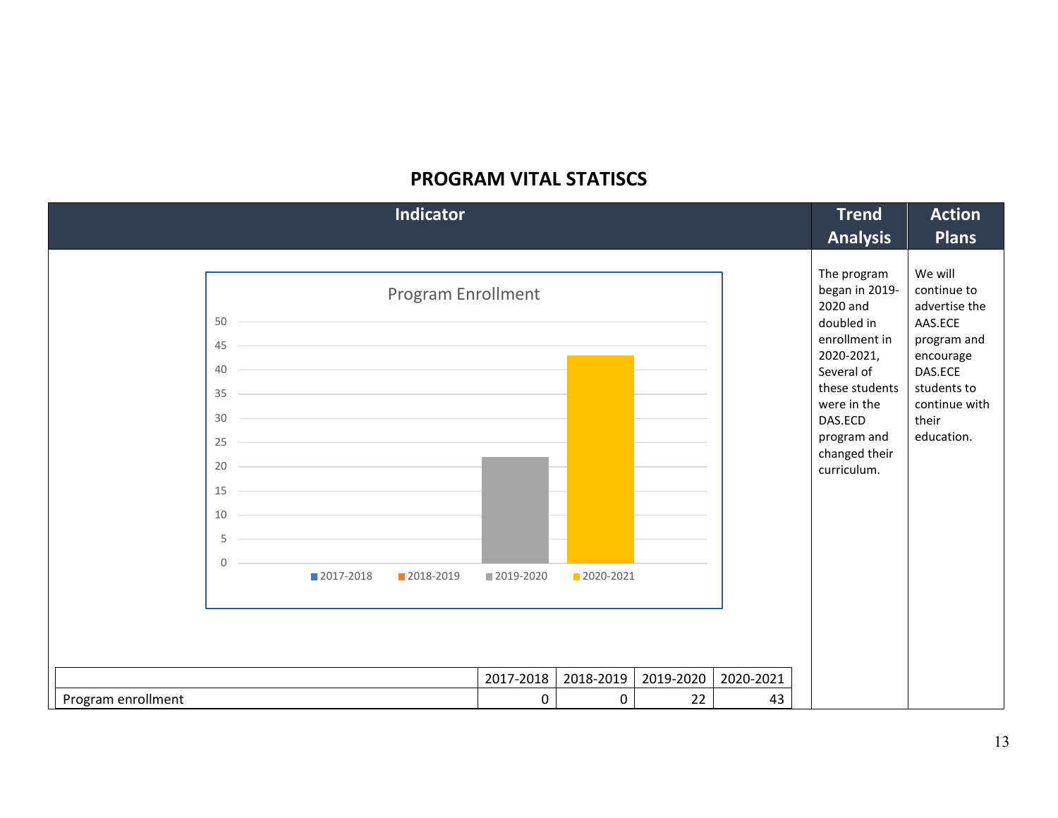## PROGRAM VITAL STATISCS

| Indicator | Trend Analysis | Action Plans |
|---|---|---|
| Program Enrollment (chart) | The program began in 2019-2020 and doubled in enrollment in 2020-2021, Several of these students were in the DAS.ECD program and changed their curriculum. | We will continue to advertise the AAS.ECE program and encourage DAS.ECE students to continue with their education. |

| | 2017-2018 | 2018-2019 | 2019-2020 | 2020-2021 |
|---|---|---|---|---|
| Program enrollment | 0 | 0 | 22 | 43 |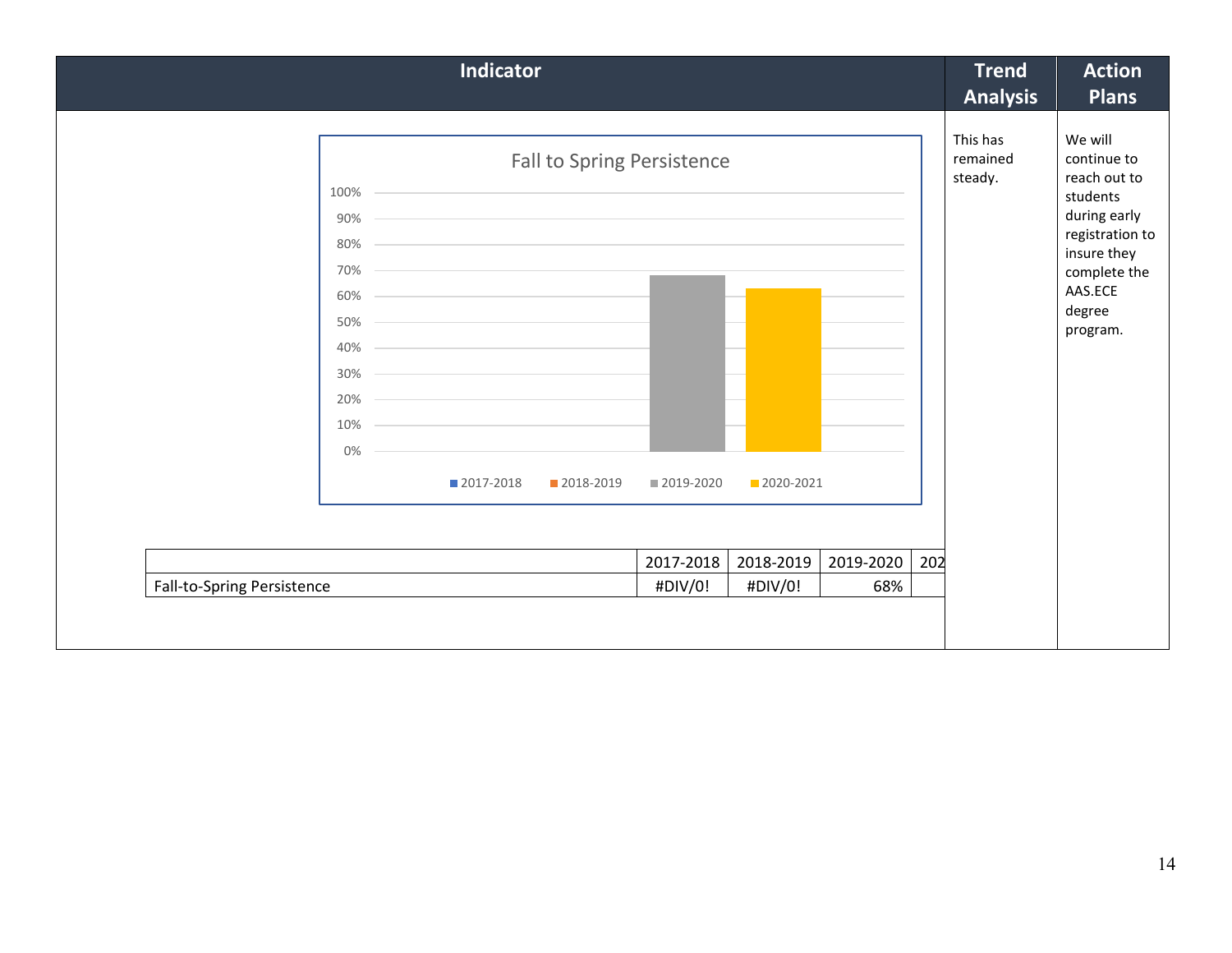| Indicator | Trend Analysis | Action Plans |
|---|---|---|
| Fall to Spring Persistence (chart) | This has remained steady. | We will continue to reach out to students during early registration to insure they complete the AAS.ECE degree program. |

Fall to Spring Persistence

100%
90%
80%
70%
60%
50%
40%
30%
20%
10%
0%

2017-2018 2018-2019 2019-2020 2020-2021

| | 2017-2018 | 2018-2019 | 2019-2020 | 202 |
|---|---|---|---|---|
| Fall-to-Spring Persistence | #DIV/0! | #DIV/0! | 68% | |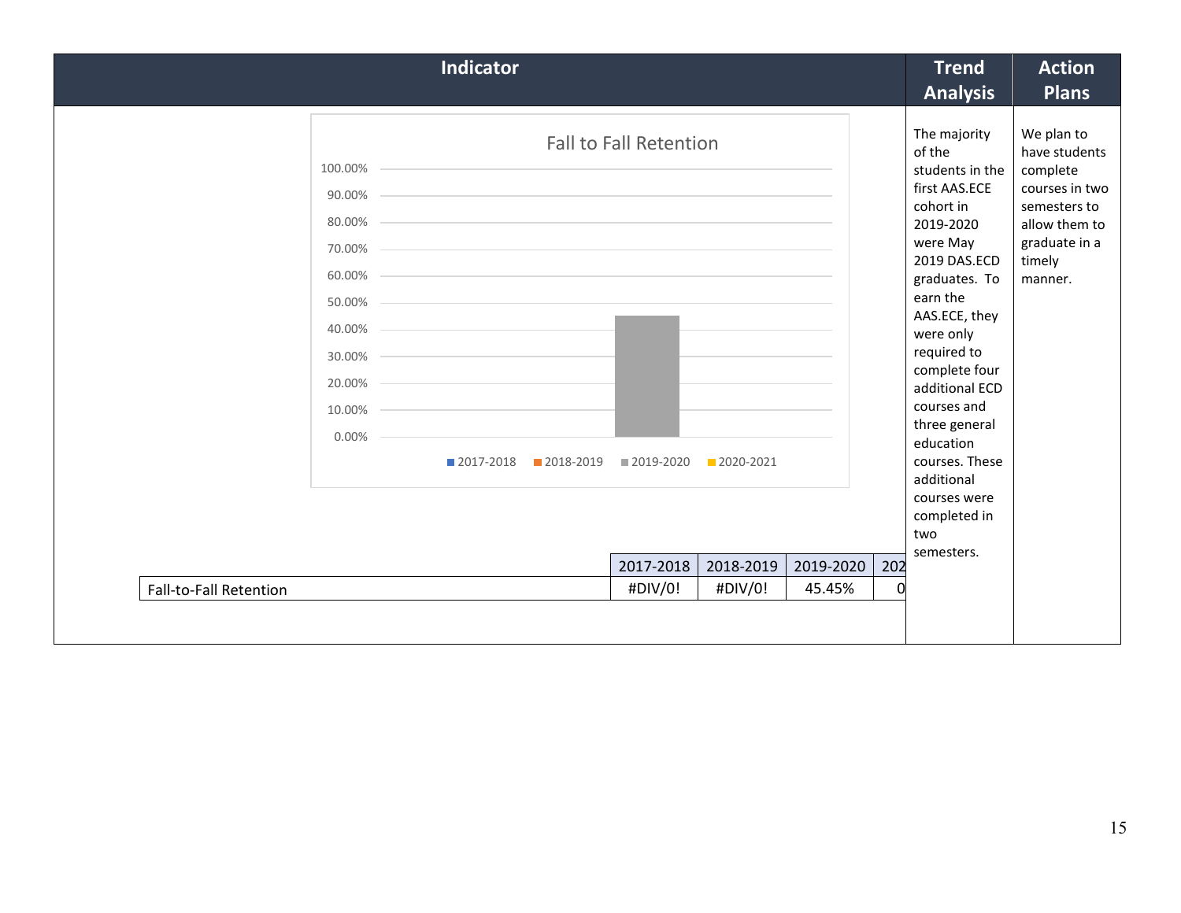| Indicator | Trend Analysis | Action Plans |
|---|---|---|
| Fall to Fall Retention (chart: 2017-2018, 2018-2019, 2019-2020, 2020-2021) | The majority of the students in the first AAS.ECE cohort in 2019-2020 were May 2019 DAS.ECD graduates. To earn the AAS.ECE, they were only required to complete four additional ECD courses and three general education courses. These additional courses were completed in two semesters. | We plan to have students complete courses in two semesters to allow them to graduate in a timely manner. |

**Fall to Fall Retention**

| | 2017-2018 | 2018-2019 | 2019-2020 | 202 |
|---|---|---|---|---|
| Fall-to-Fall Retention | #DIV/0! | #DIV/0! | 45.45% | 0 |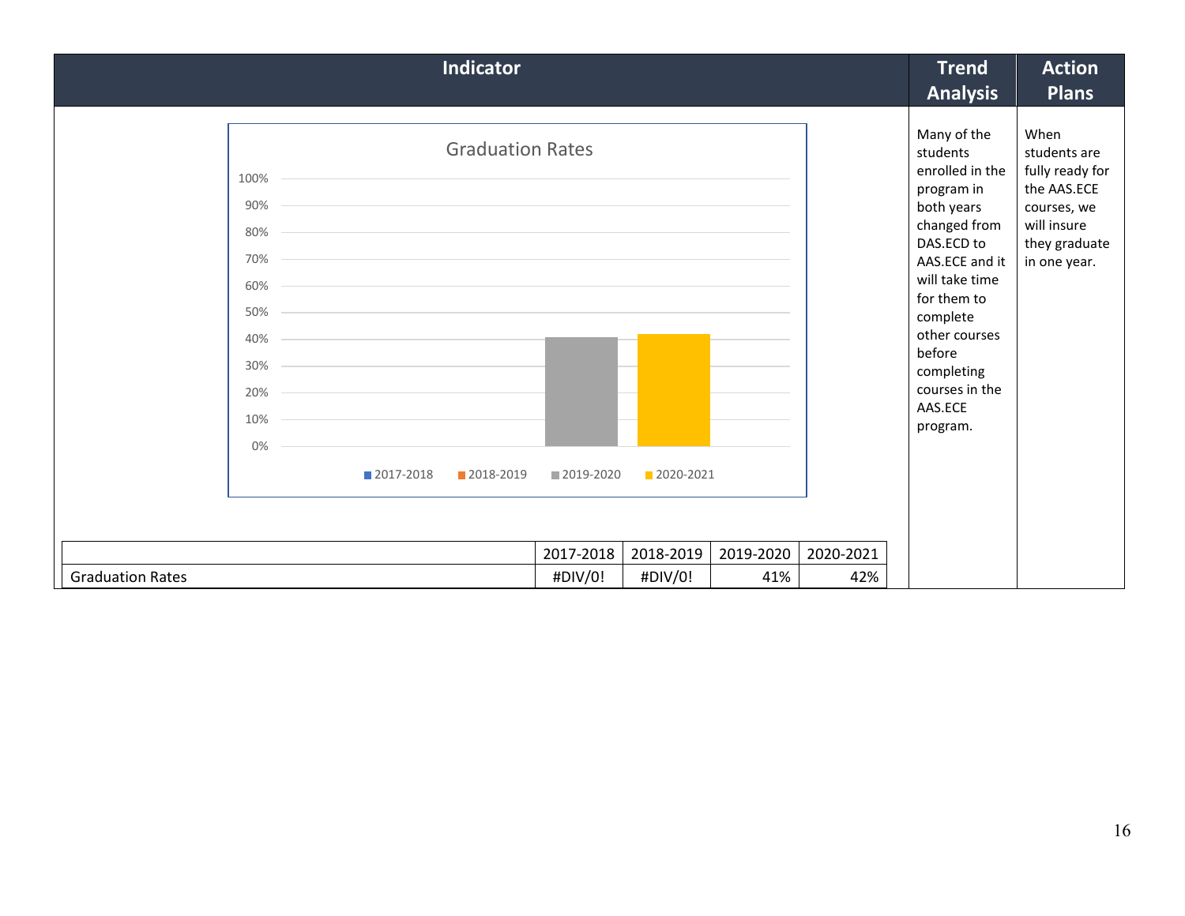| Indicator | Trend Analysis | Action Plans |
|---|---|---|
| Graduation Rates (chart) | Many of the students enrolled in the program in both years changed from DAS.ECD to AAS.ECE and it will take time for them to complete other courses before completing courses in the AAS.ECE program. | When students are fully ready for the AAS.ECE courses, we will insure they graduate in one year. |

| | 2017-2018 | 2018-2019 | 2019-2020 | 2020-2021 |
|---|---|---|---|---|
| Graduation Rates | #DIV/0! | #DIV/0! | 41% | 42% |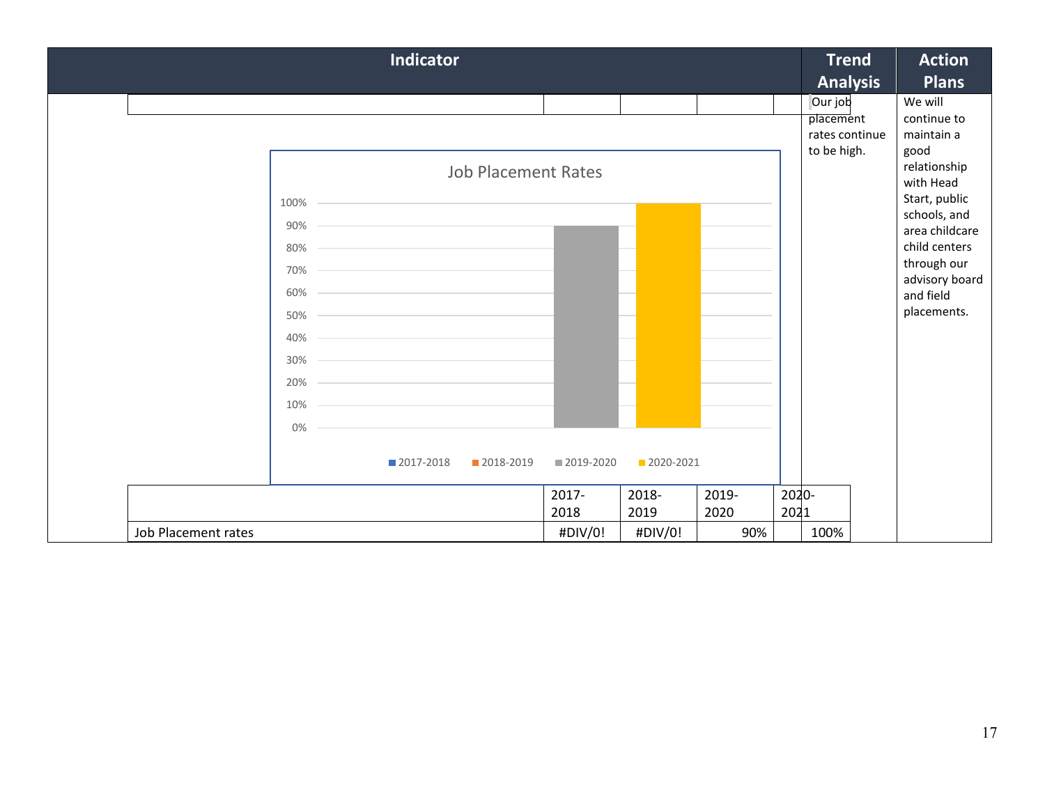| Indicator | Trend Analysis | Action Plans |
|---|---|---|
| (see chart and data below) | Our job placement rates continue to be high. | We will continue to maintain a good relationship with Head Start, public schools, and area childcare child centers through our advisory board and field placements. |

Job Placement Rates

100%
90%
80%
70%
60%
50%
40%
30%
20%
10%
0%

2017-2018 2018-2019 2019-2020 2020-2021

| | 2017-2018 | 2018-2019 | 2019-2020 | 2020-2021 |
|---|---|---|---|---|
| Job Placement rates | #DIV/0! | #DIV/0! | 90% | 100% |